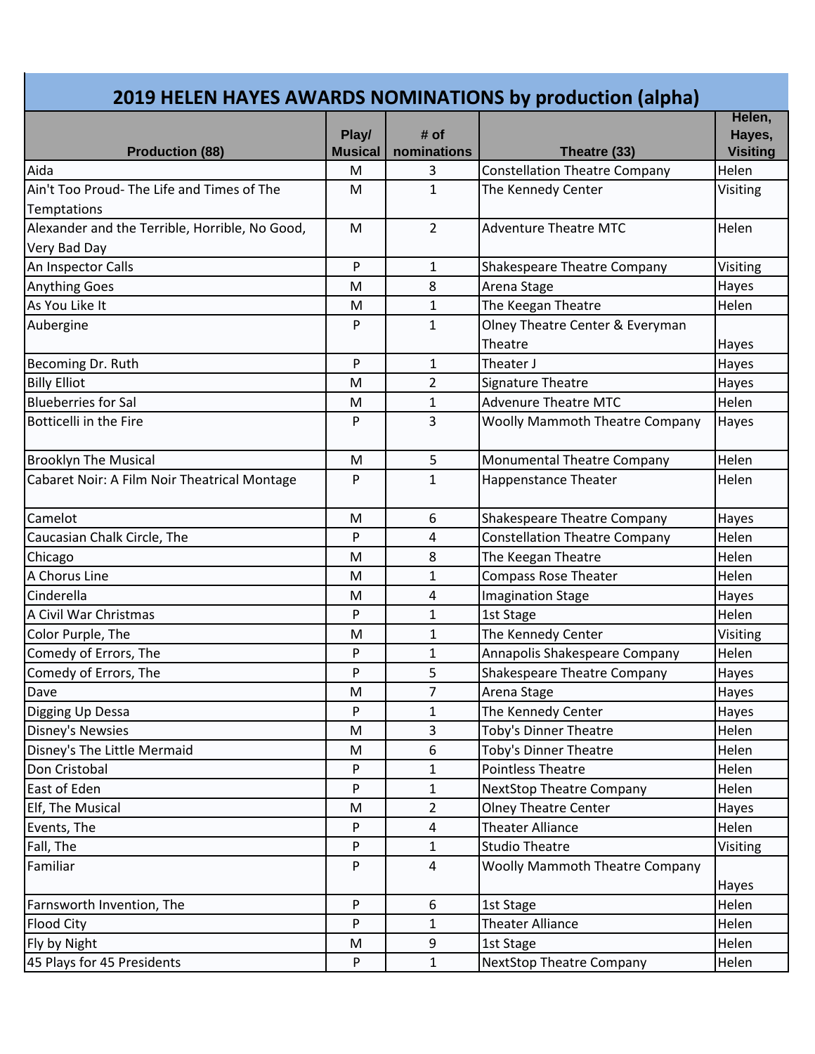# 2019 HELEN HAYES AWARDS NOMINATIONS by production (alpha)

| Production (88) | Play/ Musical | # of nominations | Theatre (33) | Helen, Hayes, Visiting |
|---|---|---|---|---|
| Aida | M | 3 | Constellation Theatre Company | Helen |
| Ain't Too Proud- The Life and Times of The Temptations | M | 1 | The Kennedy Center | Visiting |
| Alexander and the Terrible, Horrible, No Good, Very Bad Day | M | 2 | Adventure Theatre MTC | Helen |
| An Inspector Calls | P | 1 | Shakespeare Theatre Company | Visiting |
| Anything Goes | M | 8 | Arena Stage | Hayes |
| As You Like It | M | 1 | The Keegan Theatre | Helen |
| Aubergine | P | 1 | Olney Theatre Center & Everyman Theatre | Hayes |
| Becoming Dr. Ruth | P | 1 | Theater J | Hayes |
| Billy Elliot | M | 2 | Signature Theatre | Hayes |
| Blueberries for Sal | M | 1 | Advenure Theatre MTC | Helen |
| Botticelli in the Fire | P | 3 | Woolly Mammoth Theatre Company | Hayes |
| Brooklyn The Musical | M | 5 | Monumental Theatre Company | Helen |
| Cabaret Noir: A Film Noir Theatrical Montage | P | 1 | Happenstance Theater | Helen |
| Camelot | M | 6 | Shakespeare Theatre Company | Hayes |
| Caucasian Chalk Circle, The | P | 4 | Constellation Theatre Company | Helen |
| Chicago | M | 8 | The Keegan Theatre | Helen |
| A Chorus Line | M | 1 | Compass Rose Theater | Helen |
| Cinderella | M | 4 | Imagination Stage | Hayes |
| A Civil War Christmas | P | 1 | 1st Stage | Helen |
| Color Purple, The | M | 1 | The Kennedy Center | Visiting |
| Comedy of Errors, The | P | 1 | Annapolis Shakespeare Company | Helen |
| Comedy of Errors, The | P | 5 | Shakespeare Theatre Company | Hayes |
| Dave | M | 7 | Arena Stage | Hayes |
| Digging Up Dessa | P | 1 | The Kennedy Center | Hayes |
| Disney's Newsies | M | 3 | Toby's Dinner Theatre | Helen |
| Disney's The Little Mermaid | M | 6 | Toby's Dinner Theatre | Helen |
| Don Cristobal | P | 1 | Pointless Theatre | Helen |
| East of Eden | P | 1 | NextStop Theatre Company | Helen |
| Elf, The Musical | M | 2 | Olney Theatre Center | Hayes |
| Events, The | P | 4 | Theater Alliance | Helen |
| Fall, The | P | 1 | Studio Theatre | Visiting |
| Familiar | P | 4 | Woolly Mammoth Theatre Company | Hayes |
| Farnsworth Invention, The | P | 6 | 1st Stage | Helen |
| Flood City | P | 1 | Theater Alliance | Helen |
| Fly by Night | M | 9 | 1st Stage | Helen |
| 45 Plays for 45 Presidents | P | 1 | NextStop Theatre Company | Helen |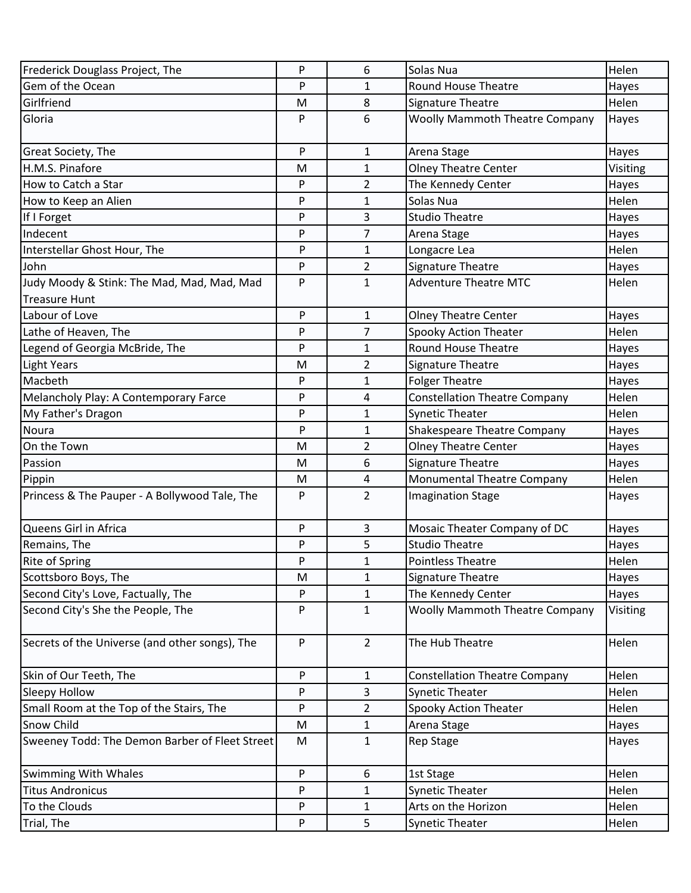| | | | | |
|---|---|---|---|---|
| Frederick Douglass Project, The | P | 6 | Solas Nua | Helen |
| Gem of the Ocean | P | 1 | Round House Theatre | Hayes |
| Girlfriend | M | 8 | Signature Theatre | Helen |
| Gloria | P | 6 | Woolly Mammoth Theatre Company | Hayes |
| Great Society, The | P | 1 | Arena Stage | Hayes |
| H.M.S. Pinafore | M | 1 | Olney Theatre Center | Visiting |
| How to Catch a Star | P | 2 | The Kennedy Center | Hayes |
| How to Keep an Alien | P | 1 | Solas Nua | Helen |
| If I Forget | P | 3 | Studio Theatre | Hayes |
| Indecent | P | 7 | Arena Stage | Hayes |
| Interstellar Ghost Hour, The | P | 1 | Longacre Lea | Helen |
| John | P | 2 | Signature Theatre | Hayes |
| Judy Moody & Stink: The Mad, Mad, Mad, Mad Treasure Hunt | P | 1 | Adventure Theatre MTC | Helen |
| Labour of Love | P | 1 | Olney Theatre Center | Hayes |
| Lathe of Heaven, The | P | 7 | Spooky Action Theater | Helen |
| Legend of Georgia McBride, The | P | 1 | Round House Theatre | Hayes |
| Light Years | M | 2 | Signature Theatre | Hayes |
| Macbeth | P | 1 | Folger Theatre | Hayes |
| Melancholy Play: A Contemporary Farce | P | 4 | Constellation Theatre Company | Helen |
| My Father's Dragon | P | 1 | Synetic Theater | Helen |
| Noura | P | 1 | Shakespeare Theatre Company | Hayes |
| On the Town | M | 2 | Olney Theatre Center | Hayes |
| Passion | M | 6 | Signature Theatre | Hayes |
| Pippin | M | 4 | Monumental Theatre Company | Helen |
| Princess & The Pauper - A Bollywood Tale, The | P | 2 | Imagination Stage | Hayes |
| Queens Girl in Africa | P | 3 | Mosaic Theater Company of DC | Hayes |
| Remains, The | P | 5 | Studio Theatre | Hayes |
| Rite of Spring | P | 1 | Pointless Theatre | Helen |
| Scottsboro Boys, The | M | 1 | Signature Theatre | Hayes |
| Second City's Love, Factually, The | P | 1 | The Kennedy Center | Hayes |
| Second City's She the People, The | P | 1 | Woolly Mammoth Theatre Company | Visiting |
| Secrets of the Universe (and other songs), The | P | 2 | The Hub Theatre | Helen |
| Skin of Our Teeth, The | P | 1 | Constellation Theatre Company | Helen |
| Sleepy Hollow | P | 3 | Synetic Theater | Helen |
| Small Room at the Top of the Stairs, The | P | 2 | Spooky Action Theater | Helen |
| Snow Child | M | 1 | Arena Stage | Hayes |
| Sweeney Todd: The Demon Barber of Fleet Street | M | 1 | Rep Stage | Hayes |
| Swimming With Whales | P | 6 | 1st Stage | Helen |
| Titus Andronicus | P | 1 | Synetic Theater | Helen |
| To the Clouds | P | 1 | Arts on the Horizon | Helen |
| Trial, The | P | 5 | Synetic Theater | Helen |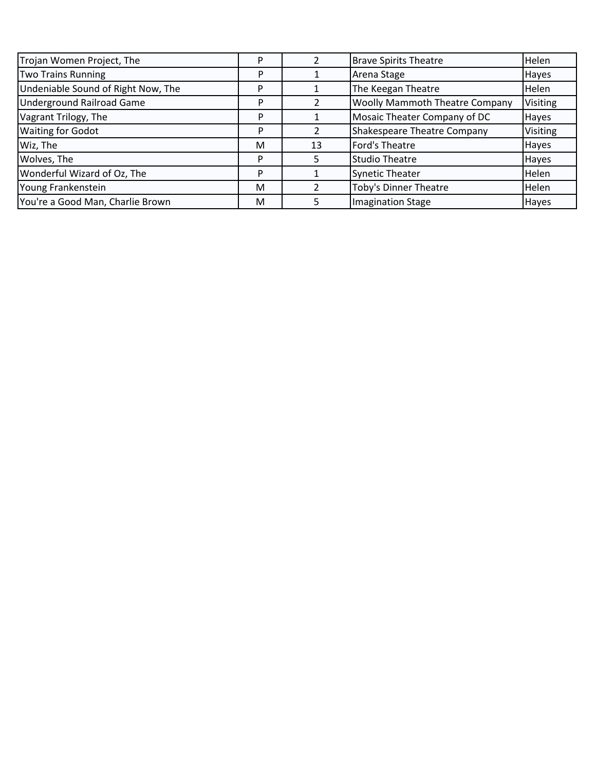| | | | | |
|---|---|---|---|---|
| Trojan Women Project, The | P | 2 | Brave Spirits Theatre | Helen |
| Two Trains Running | P | 1 | Arena Stage | Hayes |
| Undeniable Sound of Right Now, The | P | 1 | The Keegan Theatre | Helen |
| Underground Railroad Game | P | 2 | Woolly Mammoth Theatre Company | Visiting |
| Vagrant Trilogy, The | P | 1 | Mosaic Theater Company of DC | Hayes |
| Waiting for Godot | P | 2 | Shakespeare Theatre Company | Visiting |
| Wiz, The | M | 13 | Ford's Theatre | Hayes |
| Wolves, The | P | 5 | Studio Theatre | Hayes |
| Wonderful Wizard of Oz, The | P | 1 | Synetic Theater | Helen |
| Young Frankenstein | M | 2 | Toby's Dinner Theatre | Helen |
| You're a Good Man, Charlie Brown | M | 5 | Imagination Stage | Hayes |